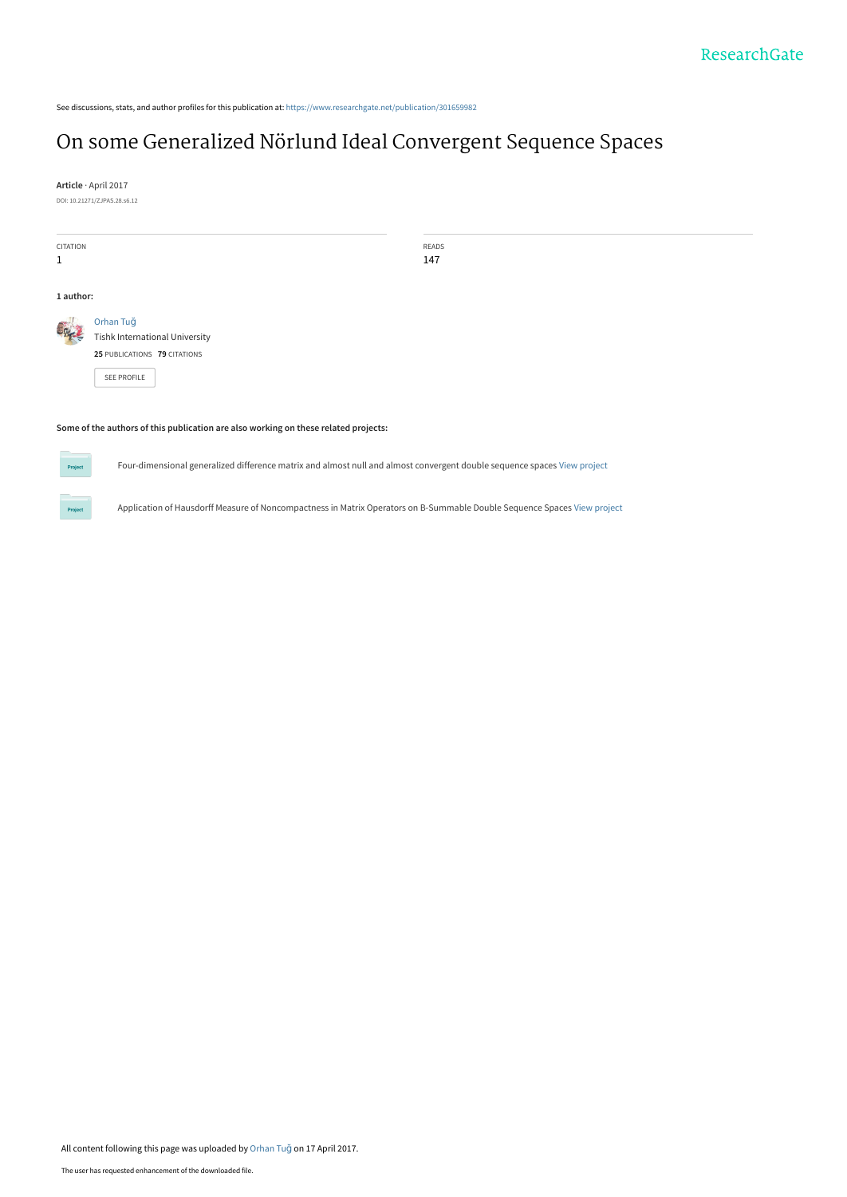See discussions, stats, and author profiles for this publication at: https://www.researchgate.net/publication/301659982

# On some Generalized Nörlund Ideal Convergent Sequence Spaces

**Article** · April 2017

DOI: 10.21271/ZJPAS.28.s6.12

| CITATION | READS |
| --- | --- |
| 1 | 147 |

**1 author:**

Orhan Tuğ
Tishk International University
**25** PUBLICATIONS **79** CITATIONS

SEE PROFILE

**Some of the authors of this publication are also working on these related projects:**

Four-dimensional generalized difference matrix and almost null and almost convergent double sequence spaces View project

Application of Hausdorff Measure of Noncompactness in Matrix Operators on B-Summable Double Sequence Spaces View project

All content following this page was uploaded by Orhan Tuğ on 17 April 2017.

The user has requested enhancement of the downloaded file.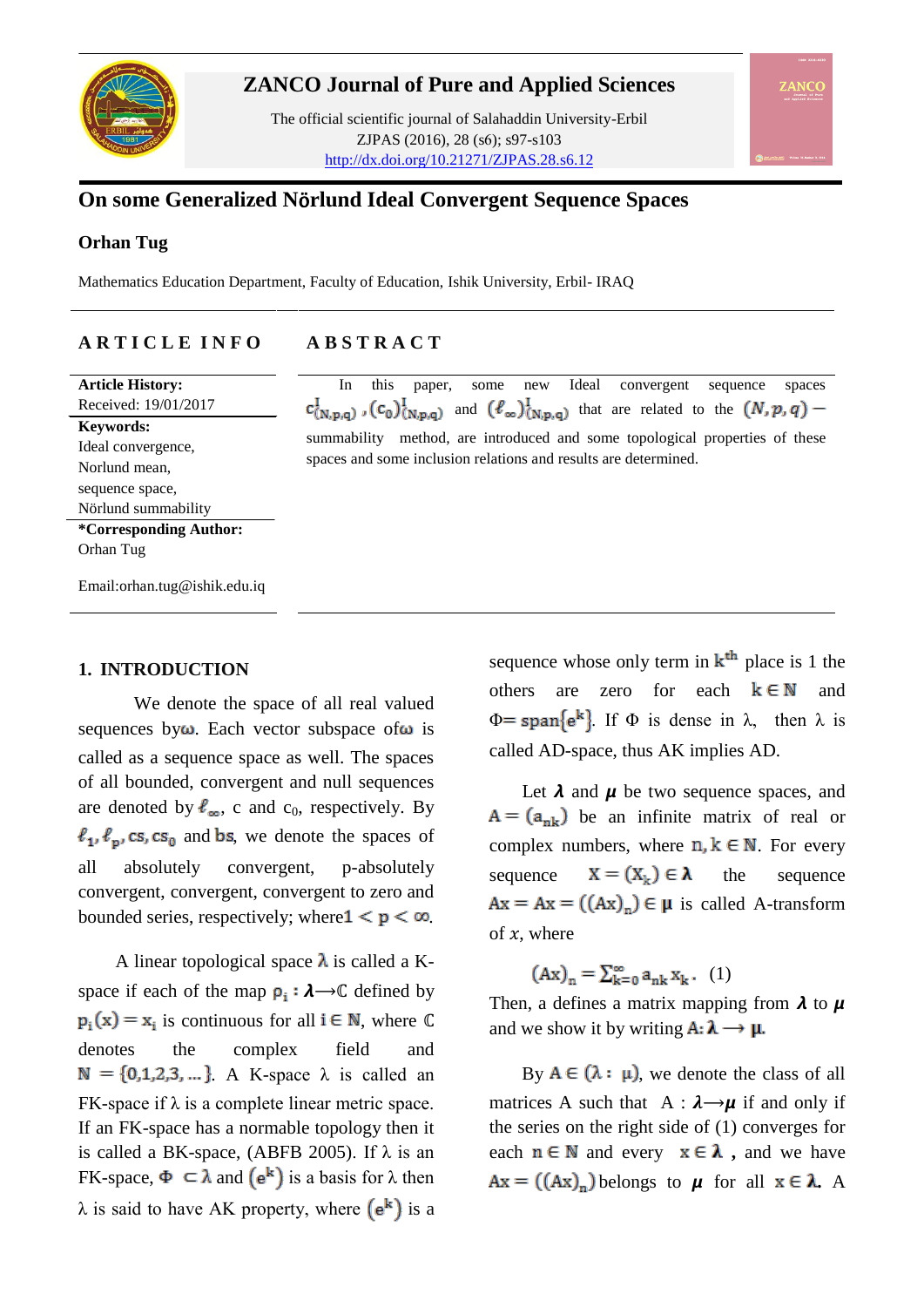# On some Generalized Nörlund Ideal Convergent Sequence Spaces

**Orhan Tug**

Mathematics Education Department, Faculty of Education, Ishik University, Erbil- IRAQ

**ARTICLE INFO**

**Article History:**
Received: 19/01/2017

**Keywords:**
Ideal convergence,
Norlund mean,
sequence space,
Nörlund summability

***Corresponding Author:**
Orhan Tug

Email:orhan.tug@ishik.edu.iq

**ABSTRACT**

In this paper, some new Ideal convergent sequence spaces $c^I_{(N,p,q)}$, $(c_0)^I_{(N,p,q)}$ and $(\ell_\infty)^I_{(N,p,q)}$ that are related to the $(N,p,q)-$ summability method, are introduced and some topological properties of these spaces and some inclusion relations and results are determined.

## 1. INTRODUCTION

We denote the space of all real valued sequences by $\omega$. Each vector subspace of $\omega$ is called as a sequence space as well. The spaces of all bounded, convergent and null sequences are denoted by $\ell_\infty$, c and $c_0$, respectively. By $\ell_1, \ell_p, cs, cs_0$ and $bs$, we denote the spaces of all absolutely convergent, p-absolutely convergent, convergent, convergent to zero and bounded series, respectively; where $1 < p < \infty$.

A linear topological space $\lambda$ is called a K-space if each of the map $p_i : \lambda \rightarrow \mathbb{C}$ defined by $p_i(x) = x_i$ is continuous for all $i \in \mathbb{N}$, where $\mathbb{C}$ denotes the complex field and $\mathbb{N} = \{0,1,2,3,\ldots\}$. A K-space $\lambda$ is called an FK-space if $\lambda$ is a complete linear metric space. If an FK-space has a normable topology then it is called a BK-space, (ABFB 2005). If $\lambda$ is an FK-space, $\Phi \subset \lambda$ and $(e^k)$ is a basis for $\lambda$ then $\lambda$ is said to have AK property, where $(e^k)$ is a sequence whose only term in $k^{th}$ place is 1 the others are zero for each $k \in \mathbb{N}$ and $\Phi = span\{e^k\}$. If $\Phi$ is dense in $\lambda$, then $\lambda$ is called AD-space, thus AK implies AD.

Let $\boldsymbol{\lambda}$ and $\boldsymbol{\mu}$ be two sequence spaces, and $A = (a_{nk})$ be an infinite matrix of real or complex numbers, where $n, k \in \mathbb{N}$. For every sequence $X = (X_k) \in \boldsymbol{\lambda}$ the sequence $Ax = Ax = ((Ax)_n) \in \boldsymbol{\mu}$ is called A-transform of $x$, where

$$(Ax)_n = \sum_{k=0}^{\infty} a_{nk} x_k. \quad (1)$$

Then, a defines a matrix mapping from $\boldsymbol{\lambda}$ to $\boldsymbol{\mu}$ and we show it by writing $A: \boldsymbol{\lambda} \rightarrow \boldsymbol{\mu}$.

By $A \in (\lambda : \mu)$, we denote the class of all matrices A such that $A : \boldsymbol{\lambda} \rightarrow \boldsymbol{\mu}$ if and only if the series on the right side of (1) converges for each $n \in \mathbb{N}$ and every $x \in \boldsymbol{\lambda}$, and we have $Ax = ((Ax)_n)$ belongs to $\boldsymbol{\mu}$ for all $x \in \boldsymbol{\lambda}$. A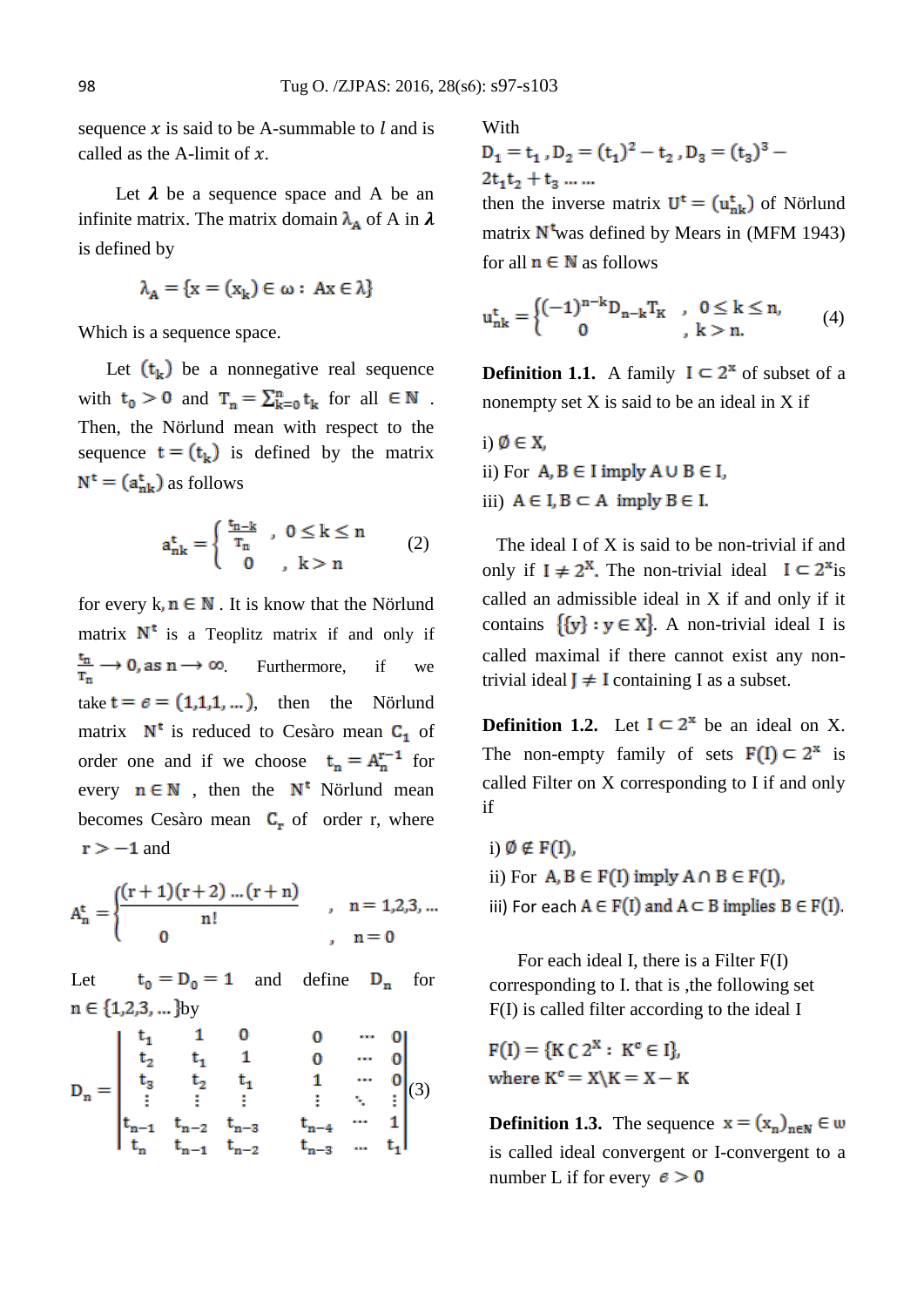sequence $x$ is said to be A-summable to $l$ and is called as the A-limit of $x$.

Let $\boldsymbol{\lambda}$ be a sequence space and A be an infinite matrix. The matrix domain $\lambda_A$ of A in $\boldsymbol{\lambda}$ is defined by

$$\lambda_A = \{x = (x_k) \in \omega : \; Ax \in \lambda\}$$

Which is a sequence space.

Let $(t_k)$ be a nonnegative real sequence with $t_0 > 0$ and $T_n = \sum_{k=0}^{n} t_k$ for all $\in \mathbb{N}$ . Then, the Nörlund mean with respect to the sequence $t = (t_k)$ is defined by the matrix $N^t = (a_{nk}^t)$ as follows

$$a_{nk}^t = \begin{cases} \frac{t_{n-k}}{T_n} & , \; 0 \le k \le n \\ 0 & , \; k > n \end{cases} \qquad (2)$$

for every $k, n \in \mathbb{N}$ . It is know that the Nörlund matrix $N^t$ is a Teoplitz matrix if and only if $\frac{t_n}{T_n} \longrightarrow 0, \text{as } n \longrightarrow \infty$. Furthermore, if we take $t = e = (1,1,1,\dots)$, then the Nörlund matrix $N^t$ is reduced to Cesàro mean $C_1$ of order one and if we choose $t_n = A_n^{r-1}$ for every $n \in \mathbb{N}$ , then the $N^t$ Nörlund mean becomes Cesàro mean $C_r$ of order r, where $r > -1$ and

$$A_n^t = \begin{cases} \frac{(r+1)(r+2)\dots(r+n)}{n!} & , \; n = 1,2,3,\dots \\ 0 & , \; n = 0 \end{cases}$$

Let $t_0 = D_0 = 1$ and define $D_n$ for $n \in \{1,2,3,\dots\}$by

$$D_n = \begin{vmatrix} t_1 & 1 & 0 & 0 & \cdots & 0 \\ t_2 & t_1 & 1 & 0 & \cdots & 0 \\ t_3 & t_2 & t_1 & 1 & \cdots & 0 \\ \vdots & \vdots & \vdots & \vdots & \ddots & \vdots \\ t_{n-1} & t_{n-2} & t_{n-3} & t_{n-4} & \cdots & 1 \\ t_n & t_{n-1} & t_{n-2} & t_{n-3} & \cdots & t_1 \end{vmatrix} \qquad (3)$$

With
$D_1 = t_1 , D_2 = (t_1)^2 - t_2 , D_3 = (t_3)^3 - 2t_1t_2 + t_3 \dots\dots$
then the inverse matrix $U^t = (u_{nk}^t)$ of Nörlund matrix $N^t$was defined by Mears in (MFM 1943) for all $n \in \mathbb{N}$ as follows

$$u_{nk}^t = \begin{cases} (-1)^{n-k} D_{n-k} T_K & , \; 0 \le k \le n, \\ 0 & , \; k > n. \end{cases} \qquad (4)$$

**Definition 1.1.** A family $I \subset 2^X$ of subset of a nonempty set X is said to be an ideal in X if

i) $\emptyset \in X$,

ii) For $A, B \in I$ imply $A \cup B \in I$,

iii) $A \in I, B \subset A$ imply $B \in I$.

The ideal I of X is said to be non-trivial if and only if $I \neq 2^X$. The non-trivial ideal $I \subset 2^X$is called an admissible ideal in X if and only if it contains $\{\{y\} : y \in X\}$. A non-trivial ideal I is called maximal if there cannot exist any non-trivial ideal $J \neq I$ containing I as a subset.

**Definition 1.2.** Let $I \subset 2^X$ be an ideal on X. The non-empty family of sets $F(I) \subset 2^X$ is called Filter on X corresponding to I if and only if

i) $\emptyset \notin F(I)$,

ii) For $A, B \in F(I)$ imply $A \cap B \in F(I)$,

iii) For each $A \in F(I)$ and $A \subset B$ implies $B \in F(I)$.

For each ideal I, there is a Filter F(I) corresponding to I. that is ,the following set F(I) is called filter according to the ideal I

$F(I) = \{K \subset 2^X : \; K^c \in I\}$,
where $K^c = X \backslash K = X - K$

**Definition 1.3.** The sequence $x = (x_n)_{n \in \mathbb{N}} \in \omega$ is called ideal convergent or I-convergent to a number L if for every $\varepsilon > 0$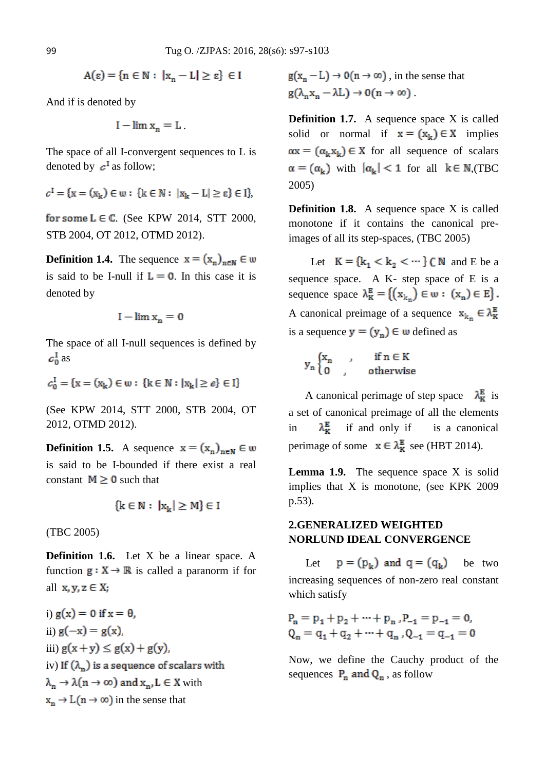$$A(\varepsilon) = \{n \in \mathbb{N} : \ |x_n - L| \geq \varepsilon\} \ \in I$$

And if is denoted by

$$I - \lim x_n = L \,.$$

The space of all I-convergent sequences to L is denoted by $c^I$ as follow;

$$c^I = \{x = (x_k) \in \omega : \ \{k \in \mathbb{N} : \ |x_k - L| \geq \varepsilon\} \in I\},$$

for some $L \in \mathbb{C}$. (See KPW 2014, STT 2000, STB 2004, OT 2012, OTMD 2012).

**Definition 1.4.** The sequence $x = (x_n)_{n \in \mathbb{N}} \in \omega$ is said to be I-null if $L = 0$. In this case it is denoted by

$$I - \lim x_n = 0$$

The space of all I-null sequences is defined by $c_0^I$ as

$$c_0^I = \{x = (x_k) \in \omega : \ \{k \in \mathbb{N} : |x_k| \geq \varepsilon\} \in I\}$$

(See KPW 2014, STT 2000, STB 2004, OT 2012, OTMD 2012).

**Definition 1.5.** A sequence $x = (x_n)_{n \in \mathbb{N}} \in \omega$ is said to be I-bounded if there exist a real constant $M \geq 0$ such that

$$\{k \in \mathbb{N} : \ |x_k| \geq M\} \in I$$

(TBC 2005)

**Definition 1.6.** Let X be a linear space. A function $g : X \rightarrow \mathbb{R}$ is called a paranorm if for all $x, y, z \in X$;

i) $g(x) = 0$ if $x = \theta$,
ii) $g(-x) = g(x)$,
iii) $g(x + y) \leq g(x) + g(y)$,
iv) If $(\lambda_n)$ is a sequence of scalars with $\lambda_n \rightarrow \lambda (n \rightarrow \infty)$ and $x_n, L \in X$ with $x_n \rightarrow L (n \rightarrow \infty)$ in the sense that $g(x_n - L) \rightarrow 0 (n \rightarrow \infty)$, in the sense that $g(\lambda_n x_n - \lambda L) \rightarrow 0 (n \rightarrow \infty)$.

**Definition 1.7.** A sequence space X is called solid or normal if $x = (x_k) \in X$ implies $\alpha x = (\alpha_k x_k) \in X$ for all sequence of scalars $\alpha = (\alpha_k)$ with $|\alpha_k| < 1$ for all $k \in \mathbb{N}$,(TBC 2005)

**Definition 1.8.** A sequence space X is called monotone if it contains the canonical pre-images of all its step-spaces, (TBC 2005)

Let $K = \{k_1 < k_2 < \cdots\} \subseteq \mathbb{N}$ and E be a sequence space. A K- step space of E is a sequence space $\lambda_K^E = \{(x_{k_n}) \in \omega : \ (x_n) \in E\}$. A canonical preimage of a sequence $x_{k_n} \in \lambda_K^E$ is a sequence $y = (y_n) \in \omega$ defined as

$$y_n \begin{cases} x_n & , \quad \text{if } n \in K \\ 0 & , \quad \text{otherwise} \end{cases}$$

A canonical perimage of step space $\lambda_K^E$ is a set of canonical preimage of all the elements in $\lambda_K^E$ if and only if is a canonical perimage of some $x \in \lambda_K^E$ see (HBT 2014).

**Lemma 1.9.** The sequence space X is solid implies that X is monotone, (see KPK 2009 p.53).

## 2.GENERALIZED WEIGHTED NORLUND IDEAL CONVERGENCE

Let $p = (p_k)$ and $q = (q_k)$ be two increasing sequences of non-zero real constant which satisfy

$$P_n = p_1 + p_2 + \cdots + p_n \,, P_{-1} = p_{-1} = 0,$$
$$Q_n = q_1 + q_2 + \cdots + q_n \,, Q_{-1} = q_{-1} = 0$$

Now, we define the Cauchy product of the sequences $P_n$ and $Q_n$, as follow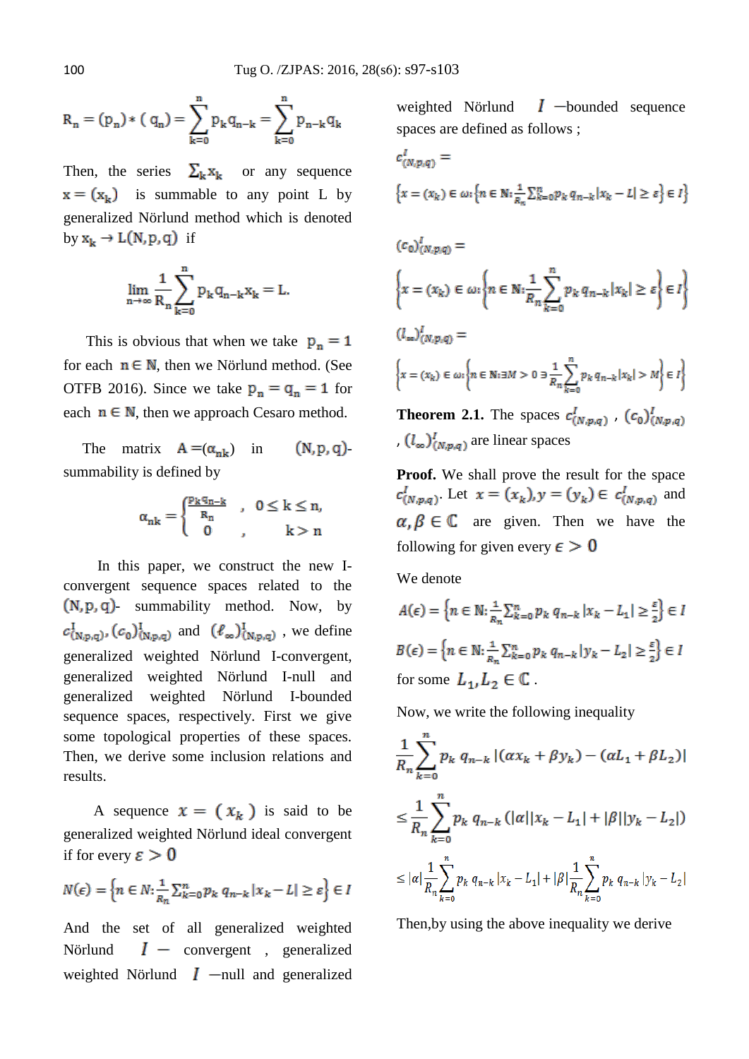$$R_n = (p_n) * (q_n) = \sum_{k=0}^{n} p_k q_{n-k} = \sum_{k=0}^{n} p_{n-k} q_k$$

Then, the series $\sum_k x_k$ or any sequence $x = (x_k)$ is summable to any point L by generalized Nörlund method which is denoted by $x_k \to L(N, p, q)$ if

$$\lim_{n\to\infty} \frac{1}{R_n} \sum_{k=0}^{n} p_k q_{n-k} x_k = L.$$

This is obvious that when we take $p_n = 1$ for each $n \in \mathbb{N}$, then we Nörlund method. (See OTFB 2016). Since we take $p_n = q_n = 1$ for each $n \in \mathbb{N}$, then we approach Cesaro method.

The matrix $A = (\alpha_{nk})$ in $(N, p, q)$-summability is defined by

$$\alpha_{nk} = \begin{cases} \frac{p_k q_{n-k}}{R_n} & , \quad 0 \le k \le n, \\ 0 & , \quad k > n \end{cases}$$

In this paper, we construct the new I-convergent sequence spaces related to the $(N, p, q)$- summability method. Now, by $c^I_{(N,p,q)}$, $(c_0)^I_{(N,p,q)}$ and $(\ell_\infty)^I_{(N,p,q)}$, we define generalized weighted Nörlund I-convergent, generalized weighted Nörlund I-null and generalized weighted Nörlund I-bounded sequence spaces, respectively. First we give some topological properties of these spaces. Then, we derive some inclusion relations and results.

A sequence $x = (x_k)$ is said to be generalized weighted Nörlund ideal convergent if for every $\varepsilon > 0$

$$N(\epsilon) = \left\{n \in N: \frac{1}{R_n} \sum_{k=0}^{n} p_k q_{n-k} |x_k - L| \ge \varepsilon\right\} \in I$$

And the set of all generalized weighted Nörlund $I$ − convergent , generalized weighted Nörlund $I$ −null and generalized weighted Nörlund $I$ −bounded sequence spaces are defined as follows ;

$$c^I_{(N,p,q)} =$$

$$\left\{x = (x_k) \in \omega: \left\{n \in \mathbb{N}: \frac{1}{R_n} \sum_{k=0}^{n} p_k q_{n-k} |x_k - L| \ge \varepsilon\right\} \in I\right\}$$

$$(c_0)^I_{(N,p,q)} =$$

$$\left\{x = (x_k) \in \omega: \left\{n \in \mathbb{N}: \frac{1}{R_n} \sum_{k=0}^{n} p_k q_{n-k} |x_k| \ge \varepsilon\right\} \in I\right\}$$

$$(l_\infty)^I_{(N,p,q)} =$$

$$\left\{x = (x_k) \in \omega: \left\{n \in \mathbb{N}: \exists M > 0 \ni \frac{1}{R_n} \sum_{k=0}^{n} p_k q_{n-k} |x_k| > M\right\} \in I\right\}$$

**Theorem 2.1.** The spaces $c^I_{(N,p,q)}$ , $(c_0)^I_{(N,p,q)}$ , $(l_\infty)^I_{(N,p,q)}$ are linear spaces

**Proof.** We shall prove the result for the space $c^I_{(N,p,q)}$. Let $x = (x_k), y = (y_k) \in c^I_{(N,p,q)}$ and $\alpha, \beta \in \mathbb{C}$ are given. Then we have the following for given every $\epsilon > 0$

We denote

$$A(\epsilon) = \left\{n \in \mathbb{N}: \frac{1}{R_n} \sum_{k=0}^{n} p_k q_{n-k} |x_k - L_1| \ge \frac{\varepsilon}{2}\right\} \in I$$

$$B(\epsilon) = \left\{n \in \mathbb{N}: \frac{1}{R_n} \sum_{k=0}^{n} p_k q_{n-k} |y_k - L_2| \ge \frac{\varepsilon}{2}\right\} \in I$$

for some $L_1, L_2 \in \mathbb{C}$ .

Now, we write the following inequality

$$\frac{1}{R_n} \sum_{k=0}^{n} p_k q_{n-k} |(\alpha x_k + \beta y_k) - (\alpha L_1 + \beta L_2)|$$

$$\le \frac{1}{R_n} \sum_{k=0}^{n} p_k q_{n-k} (|\alpha||x_k - L_1| + |\beta||y_k - L_2|)$$

$$\le |\alpha| \frac{1}{R_n} \sum_{k=0}^{n} p_k q_{n-k} |x_k - L_1| + |\beta| \frac{1}{R_n} \sum_{k=0}^{n} p_k q_{n-k} |y_k - L_2|$$

Then,by using the above inequality we derive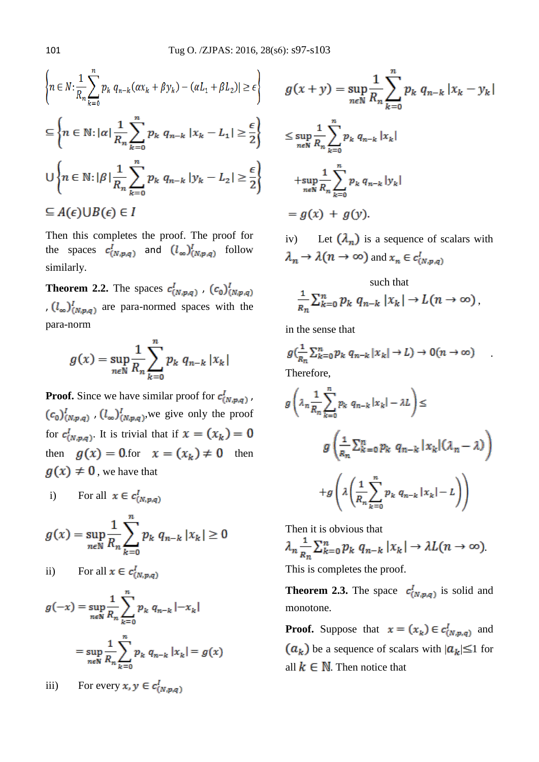$$\left\{n \in N: \frac{1}{R_n}\sum_{k=0}^{n} p_k\, q_{n-k}(\alpha x_k + \beta y_k) - (\alpha L_1 + \beta L_2)| \geq \epsilon\right\}$$

$$\subseteq \left\{n \in \mathbb{N}: |\alpha| \frac{1}{R_n}\sum_{k=0}^{n} p_k\, q_{n-k}\, |x_k - L_1| \geq \frac{\epsilon}{2}\right\}$$

$$\cup \left\{n \in \mathbb{N}: |\beta| \frac{1}{R_n}\sum_{k=0}^{n} p_k\, q_{n-k}\, |y_k - L_2| \geq \frac{\epsilon}{2}\right\}$$

$$\subseteq A(\epsilon) \cup B(\epsilon) \in I$$

Then this completes the proof. The proof for the spaces $c^I_{(N,p,q)}$ and $(l_\infty)^I_{(N,p,q)}$ follow similarly.

**Theorem 2.2.** The spaces $c^I_{(N,p,q)}$ , $(c_0)^I_{(N,p,q)}$ , $(l_\infty)^I_{(N,p,q)}$ are para-normed spaces with the para-norm

$$g(x) = \sup_{n\in\mathbb{N}} \frac{1}{R_n}\sum_{k=0}^{n} p_k\, q_{n-k}\, |x_k|$$

**Proof.** Since we have similar proof for $c^I_{(N,p,q)}$ , $(c_0)^I_{(N,p,q)}$ , $(l_\infty)^I_{(N,p,q)}$, we give only the proof for $c^I_{(N,p,q)}$. It is trivial that if $x = (x_k) = 0$ then $g(x) = 0$. for $x = (x_k) \neq 0$ then $g(x) \neq 0$ , we have that

i) For all $x \in c^I_{(N,p,q)}$

$$g(x) = \sup_{n\in\mathbb{N}} \frac{1}{R_n}\sum_{k=0}^{n} p_k\, q_{n-k}\, |x_k| \geq 0$$

ii) For all $x \in c^I_{(N,p,q)}$

$$g(-x) = \sup_{n\in\mathbb{N}} \frac{1}{R_n}\sum_{k=0}^{n} p_k\, q_{n-k}\, |-x_k|$$

$$= \sup_{n\in\mathbb{N}} \frac{1}{R_n}\sum_{k=0}^{n} p_k\, q_{n-k}\, |x_k| = g(x)$$

iii) For every $x, y \in c^I_{(N,p,q)}$

$$g(x+y) = \sup_{n\in\mathbb{N}} \frac{1}{R_n}\sum_{k=0}^{n} p_k\, q_{n-k}\, |x_k - y_k|$$

$$\leq \sup_{n\in\mathbb{N}} \frac{1}{R_n}\sum_{k=0}^{n} p_k\, q_{n-k}\, |x_k|$$

$$+ \sup_{n\in\mathbb{N}} \frac{1}{R_n}\sum_{k=0}^{n} p_k\, q_{n-k}\, |y_k|$$

$$= g(x) + g(y).$$

iv) Let $(\lambda_n)$ is a sequence of scalars with $\lambda_n \to \lambda (n \to \infty)$ and $x_n \in c^I_{(N,p,q)}$

such that

$$\frac{1}{R_n}\sum_{k=0}^{n} p_k\, q_{n-k}\, |x_k| \to L (n \to \infty),$$

in the sense that

$$g\left(\frac{1}{R_n}\sum_{k=0}^{n} p_k\, q_{n-k} |x_k| \to L\right) \to 0 (n \to \infty) \quad .$$

Therefore,

$$g\left(\lambda_n \frac{1}{R_n}\sum_{k=0}^{n} p_k\, q_{n-k} |x_k| - \lambda L\right) \leq$$

$$g\left(\frac{1}{R_n}\sum_{k=0}^{n} p_k\, q_{n-k} |x_k| (\lambda_n - \lambda)\right)$$

$$+ g\left(\lambda\left(\frac{1}{R_n}\sum_{k=0}^{n} p_k\, q_{n-k} |x_k| - L\right)\right)$$

Then it is obvious that

$$\lambda_n \frac{1}{R_n}\sum_{k=0}^{n} p_k\, q_{n-k}\, |x_k| \to \lambda L (n \to \infty).$$

This is completes the proof.

**Theorem 2.3.** The space $c^I_{(N,p,q)}$ is solid and monotone.

**Proof.** Suppose that $x = (x_k) \in c^I_{(N,p,q)}$ and $(a_k)$ be a sequence of scalars with $|a_k| \leq 1$ for all $k \in \mathbb{N}$. Then notice that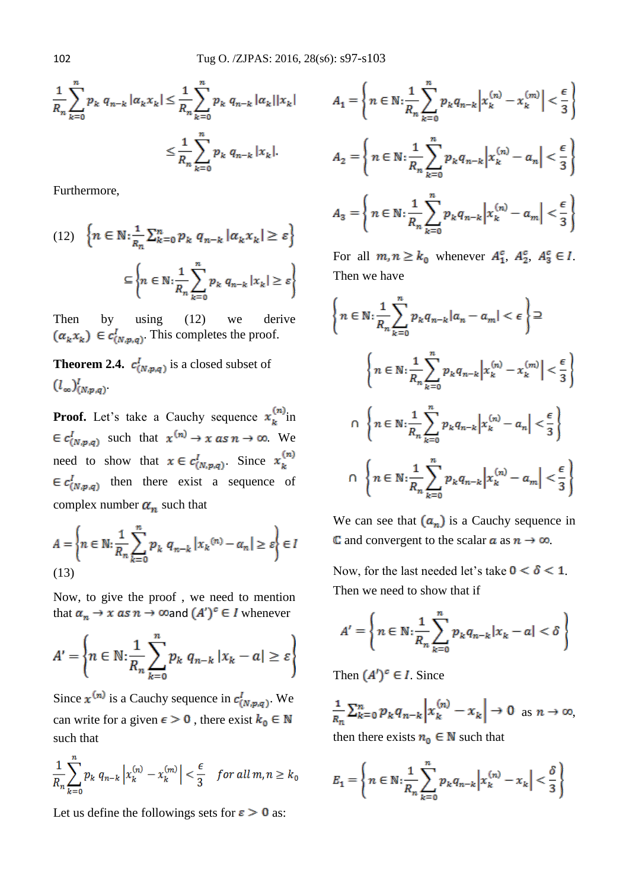$$\frac{1}{R_n}\sum_{k=0}^{n} p_k\, q_{n-k}\,|\alpha_k x_k| \le \frac{1}{R_n}\sum_{k=0}^{n} p_k\, q_{n-k}\,|\alpha_k||x_k|$$

$$\le \frac{1}{R_n}\sum_{k=0}^{n} p_k\, q_{n-k}\,|x_k|.$$

Furthermore,

$$(12)\quad \left\{n\in\mathbb{N}: \frac{1}{R_n}\sum_{k=0}^{n} p_k\, q_{n-k}\,|\alpha_k x_k| \ge \varepsilon\right\}$$

$$\subseteq \left\{n\in\mathbb{N}: \frac{1}{R_n}\sum_{k=0}^{n} p_k\, q_{n-k}\,|x_k| \ge \varepsilon\right\}$$

Then by using (12) we derive $(\alpha_k x_k) \in c^{I}_{(N,p,q)}$. This completes the proof.

**Theorem 2.4.** $c^{I}_{(N,p,q)}$ is a closed subset of $(l_\infty)^{I}_{(N,p,q)}$.

**Proof.** Let's take a Cauchy sequence $x_k^{(n)}$ in $\in c^{I}_{(N,p,q)}$ such that $x^{(n)} \to x \text{ as } n\to\infty$. We need to show that $x\in c^{I}_{(N,p,q)}$. Since $x_k^{(n)} \in c^{I}_{(N,p,q)}$ then there exist a sequence of complex number $\alpha_n$ such that

$$A = \left\{n\in\mathbb{N}: \frac{1}{R_n}\sum_{k=0}^{n} p_k\, q_{n-k}\,|x_k{}^{(n)} - \alpha_n| \ge \varepsilon\right\} \in I$$

(13)

Now, to give the proof , we need to mention that $\alpha_n \to x \text{ as } n\to\infty$ and $(A')^c \in I$ whenever

$$A' = \left\{n\in\mathbb{N}: \frac{1}{R_n}\sum_{k=0}^{n} p_k\, q_{n-k}\,|x_k - a| \ge \varepsilon\right\}$$

Since $x^{(n)}$ is a Cauchy sequence in $c^{I}_{(N,p,q)}$. We can write for a given $\epsilon > 0$ , there exist $k_0\in\mathbb{N}$ such that

$$\frac{1}{R_n}\sum_{k=0}^{n} p_k\, q_{n-k}\left|x_k^{(n)} - x_k^{(m)}\right| < \frac{\epsilon}{3} \quad \textit{for all } m,n \ge k_0$$

Let us define the followings sets for $\varepsilon > 0$ as:

$$A_1 = \left\{n\in\mathbb{N}: \frac{1}{R_n}\sum_{k=0}^{n} p_k q_{n-k}\left|x_k^{(n)} - x_k^{(m)}\right| < \frac{\epsilon}{3}\right\}$$

$$A_2 = \left\{n\in\mathbb{N}: \frac{1}{R_n}\sum_{k=0}^{n} p_k q_{n-k}\left|x_k^{(n)} - a_n\right| < \frac{\epsilon}{3}\right\}$$

$$A_3 = \left\{n\in\mathbb{N}: \frac{1}{R_n}\sum_{k=0}^{n} p_k q_{n-k}\left|x_k^{(n)} - a_m\right| < \frac{\epsilon}{3}\right\}$$

For all $m,n \ge k_0$ whenever $A_1^c,\ A_2^c,\ A_3^c \in I$. Then we have

$$\left\{n\in\mathbb{N}: \frac{1}{R_n}\sum_{k=0}^{n} p_k q_{n-k}|a_n - a_m| < \epsilon\right\} \supseteq$$

$$\left\{n\in\mathbb{N}: \frac{1}{R_n}\sum_{k=0}^{n} p_k q_{n-k}\left|x_k^{(n)} - x_k^{(m)}\right| < \frac{\epsilon}{3}\right\}$$

$$\cap \left\{n\in\mathbb{N}: \frac{1}{R_n}\sum_{k=0}^{n} p_k q_{n-k}\left|x_k^{(n)} - a_n\right| < \frac{\epsilon}{3}\right\}$$

$$\cap \left\{n\in\mathbb{N}: \frac{1}{R_n}\sum_{k=0}^{n} p_k q_{n-k}\left|x_k^{(n)} - a_m\right| < \frac{\epsilon}{3}\right\}$$

We can see that $(a_n)$ is a Cauchy sequence in $\mathbb{C}$ and convergent to the scalar $a$ as $n\to\infty$.

Now, for the last needed let's take $0 < \delta < 1$. Then we need to show that if

$$A' = \left\{n\in\mathbb{N}: \frac{1}{R_n}\sum_{k=0}^{n} p_k q_{n-k}|x_k - a| < \delta\right\}$$

Then $(A')^c \in I$. Since

$\frac{1}{R_n}\sum_{k=0}^{n} p_k q_{n-k}\left|x_k^{(n)} - x_k\right| \to 0$ as $n\to\infty$, then there exists $n_0 \in \mathbb{N}$ such that

$$E_1 = \left\{n\in\mathbb{N}: \frac{1}{R_n}\sum_{k=0}^{n} p_k q_{n-k}\left|x_k^{(n)} - x_k\right| < \frac{\delta}{3}\right\}$$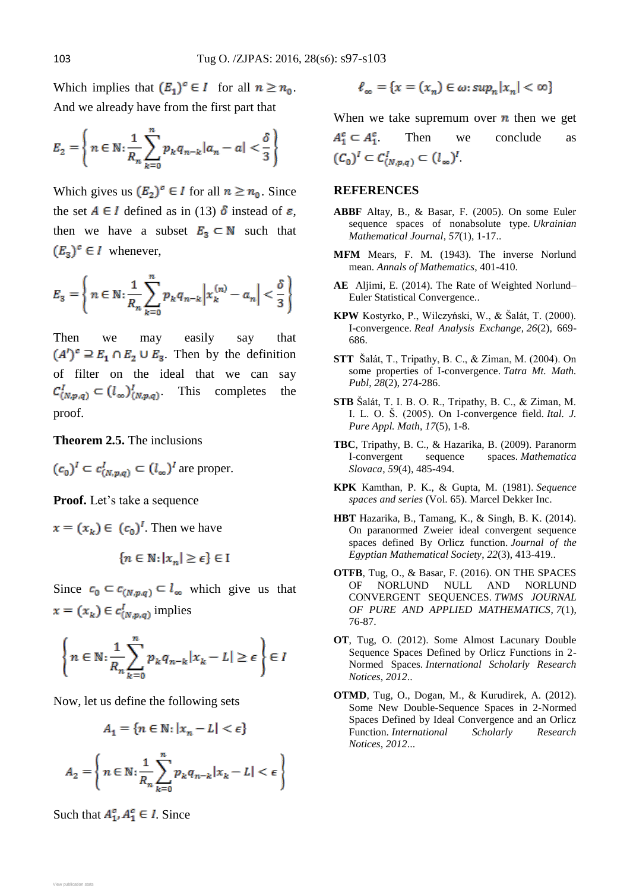Which implies that $(E_1)^c \in I$ for all $n \geq n_0$. And we already have from the first part that

$$E_2 = \left\{ n \in \mathbb{N} : \frac{1}{R_n} \sum_{k=0}^{n} p_k q_{n-k} |a_n - a| < \frac{\delta}{3} \right\}$$

Which gives us $(E_2)^c \in I$ for all $n \geq n_0$. Since the set $A \in I$ defined as in (13) $\delta$ instead of $\varepsilon$, then we have a subset $E_3 \subset \mathbb{N}$ such that $(E_3)^c \in I$ whenever,

$$E_3 = \left\{ n \in \mathbb{N} : \frac{1}{R_n} \sum_{k=0}^{n} p_k q_{n-k} \left| x_k^{(n)} - a_n \right| < \frac{\delta}{3} \right\}$$

Then we may easily say that $(A')^c \supseteq E_1 \cap E_2 \cup E_3$. Then by the definition of filter on the ideal that we can say $C^I_{(N,p,q)} \subset (l_\infty)^I_{(N,p,q)}$. This completes the proof.

**Theorem 2.5.** The inclusions

$(c_0)^I \subset c^I_{(N,p,q)} \subset (l_\infty)^I$ are proper.

**Proof.** Let's take a sequence

$x = (x_k) \in (c_0)^I$. Then we have

$$\{n \in \mathbb{N} : |x_n| \geq \epsilon\} \in \mathrm{I}$$

Since $c_0 \subset c_{(N,p,q)} \subset l_\infty$ which give us that $x = (x_k) \in c^I_{(N,p,q)}$ implies

$$\left\{ n \in \mathbb{N} : \frac{1}{R_n} \sum_{k=0}^{n} p_k q_{n-k} |x_k - L| \geq \epsilon \right\} \in I$$

Now, let us define the following sets

$$A_1 = \{n \in \mathbb{N} : |x_n - L| < \epsilon\}$$

$$A_2 = \left\{ n \in \mathbb{N} : \frac{1}{R_n} \sum_{k=0}^{n} p_k q_{n-k} |x_k - L| < \epsilon \right\}$$

Such that $A_1^c, A_1^c \in I$. Since

$$\ell_\infty = \{x = (x_n) \in \omega : sup_n |x_n| < \infty\}$$

When we take supremum over $n$ then we get $A_1^c \subset A_1^c$. Then we conclude as $(C_0)^I \subset C^I_{(N,p,q)} \subset (l_\infty)^I$.

## REFERENCES

**ABBF** Altay, B., & Basar, F. (2005). On some Euler sequence spaces of nonabsolute type. *Ukrainian Mathematical Journal*, *57*(1), 1-17..

**MFM** Mears, F. M. (1943). The inverse Norlund mean. *Annals of Mathematics*, 401-410.

**AE** Aljimi, E. (2014). The Rate of Weighted Norlund–Euler Statistical Convergence..

**KPW** Kostyrko, P., Wilczyński, W., & Šalát, T. (2000). I-convergence. *Real Analysis Exchange*, *26*(2), 669-686.

**STT** Šalát, T., Tripathy, B. C., & Ziman, M. (2004). On some properties of I-convergence. *Tatra Mt. Math. Publ*, *28*(2), 274-286.

**STB** Šalát, T. I. B. O. R., Tripathy, B. C., & Ziman, M. I. L. O. Š. (2005). On I-convergence field. *Ital. J. Pure Appl. Math*, *17*(5), 1-8.

**TBC**, Tripathy, B. C., & Hazarika, B. (2009). Paranorm I-convergent sequence spaces. *Mathematica Slovaca*, *59*(4), 485-494.

**KPK** Kamthan, P. K., & Gupta, M. (1981). *Sequence spaces and series* (Vol. 65). Marcel Dekker Inc.

**HBT** Hazarika, B., Tamang, K., & Singh, B. K. (2014). On paranormed Zweier ideal convergent sequence spaces defined By Orlicz function. *Journal of the Egyptian Mathematical Society*, *22*(3), 413-419..

**OTFB**, Tug, O., & Basar, F. (2016). ON THE SPACES OF NORLUND NULL AND NORLUND CONVERGENT SEQUENCES. *TWMS JOURNAL OF PURE AND APPLIED MATHEMATICS*, *7*(1), 76-87.

**OT**, Tug, O. (2012). Some Almost Lacunary Double Sequence Spaces Defined by Orlicz Functions in 2-Normed Spaces. *International Scholarly Research Notices*, *2012*..

**OTMD**, Tug, O., Dogan, M., & Kurudirek, A. (2012). Some New Double-Sequence Spaces in 2-Normed Spaces Defined by Ideal Convergence and an Orlicz Function. *International Scholarly Research Notices*, *2012*...